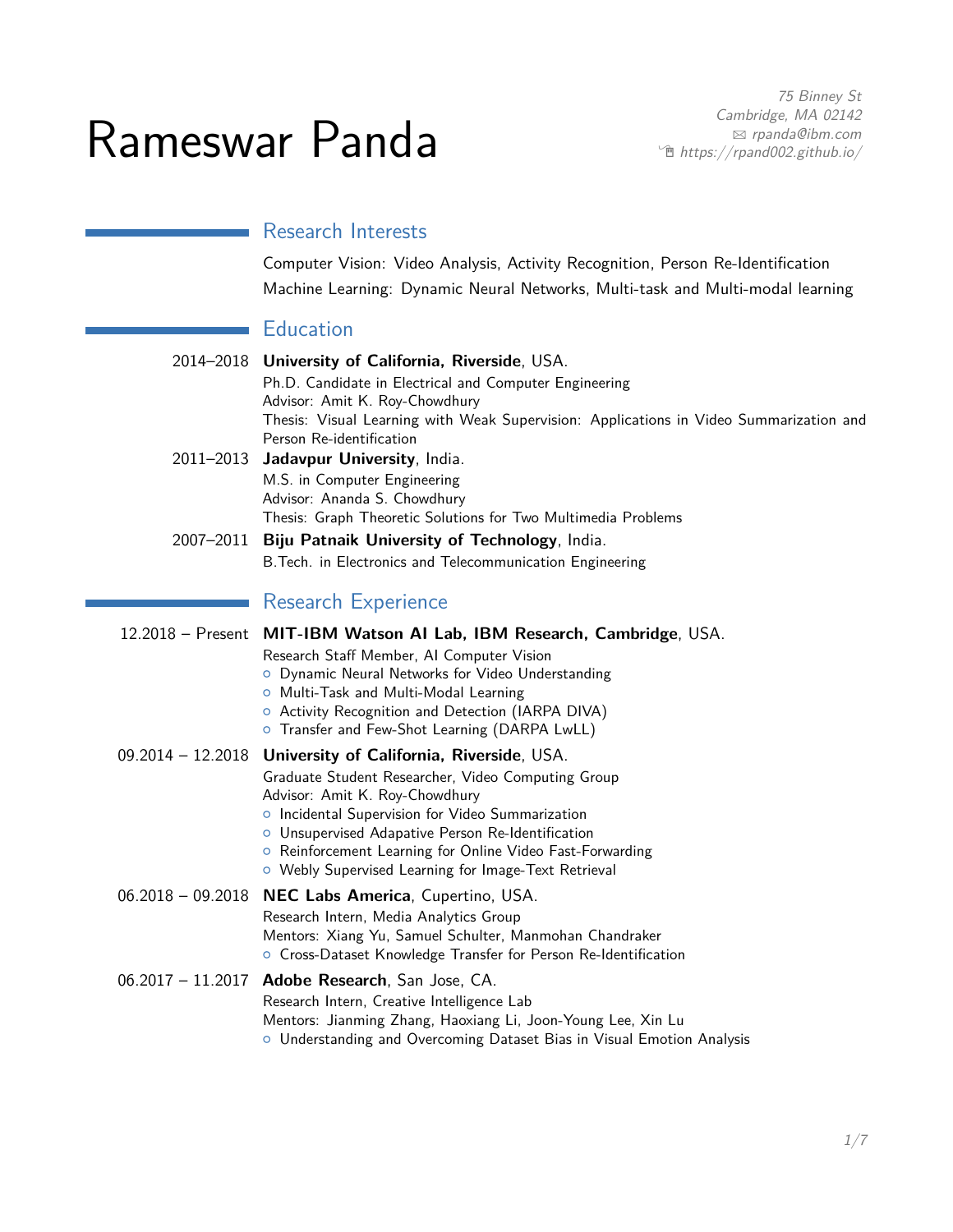# Rameswar Panda

75 Binney St
Cambridge, MA 02142
✉ rpanda@ibm.com
🖱 https://rpand002.github.io/

## Research Interests

Computer Vision: Video Analysis, Activity Recognition, Person Re-Identification
Machine Learning: Dynamic Neural Networks, Multi-task and Multi-modal learning

## Education

2014–2018 **University of California, Riverside**, USA.
Ph.D. Candidate in Electrical and Computer Engineering
Advisor: Amit K. Roy-Chowdhury
Thesis: Visual Learning with Weak Supervision: Applications in Video Summarization and Person Re-identification

2011–2013 **Jadavpur University**, India.
M.S. in Computer Engineering
Advisor: Ananda S. Chowdhury
Thesis: Graph Theoretic Solutions for Two Multimedia Problems

2007–2011 **Biju Patnaik University of Technology**, India.
B.Tech. in Electronics and Telecommunication Engineering

## Research Experience

12.2018 – Present **MIT-IBM Watson AI Lab, IBM Research, Cambridge**, USA.
Research Staff Member, AI Computer Vision
- Dynamic Neural Networks for Video Understanding
- Multi-Task and Multi-Modal Learning
- Activity Recognition and Detection (IARPA DIVA)
- Transfer and Few-Shot Learning (DARPA LwLL)

09.2014 – 12.2018 **University of California, Riverside**, USA.
Graduate Student Researcher, Video Computing Group
Advisor: Amit K. Roy-Chowdhury
- Incidental Supervision for Video Summarization
- Unsupervised Adapative Person Re-Identification
- Reinforcement Learning for Online Video Fast-Forwarding
- Webly Supervised Learning for Image-Text Retrieval

06.2018 – 09.2018 **NEC Labs America**, Cupertino, USA.
Research Intern, Media Analytics Group
Mentors: Xiang Yu, Samuel Schulter, Manmohan Chandraker
- Cross-Dataset Knowledge Transfer for Person Re-Identification

06.2017 – 11.2017 **Adobe Research**, San Jose, CA.
Research Intern, Creative Intelligence Lab
Mentors: Jianming Zhang, Haoxiang Li, Joon-Young Lee, Xin Lu
- Understanding and Overcoming Dataset Bias in Visual Emotion Analysis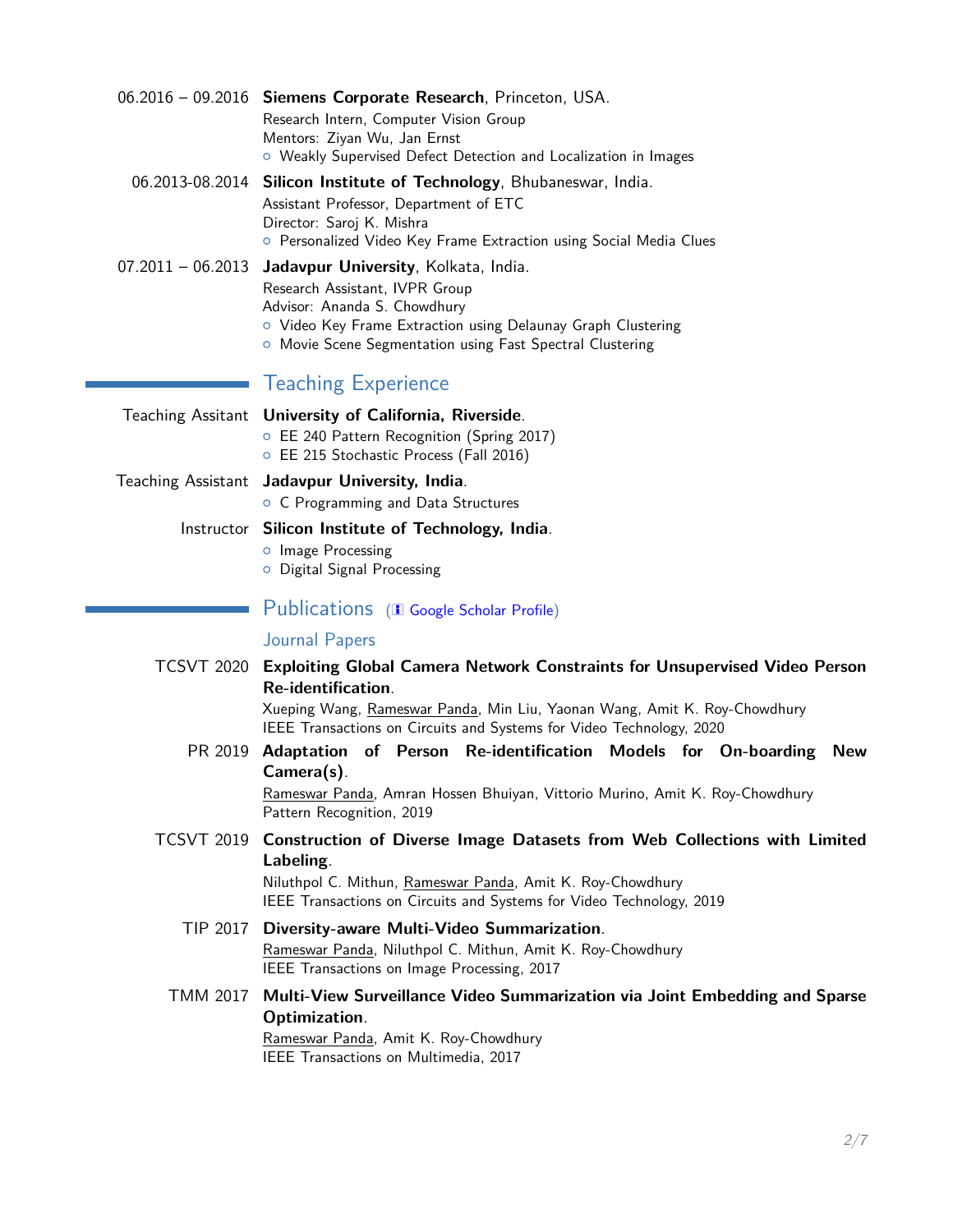**06.2016 – 09.2016** **Siemens Corporate Research**, Princeton, USA.
Research Intern, Computer Vision Group
Mentors: Ziyan Wu, Jan Ernst
- Weakly Supervised Defect Detection and Localization in Images

**06.2013-08.2014** **Silicon Institute of Technology**, Bhubaneswar, India.
Assistant Professor, Department of ETC
Director: Saroj K. Mishra
- Personalized Video Key Frame Extraction using Social Media Clues

**07.2011 – 06.2013** **Jadavpur University**, Kolkata, India.
Research Assistant, IVPR Group
Advisor: Ananda S. Chowdhury
- Video Key Frame Extraction using Delaunay Graph Clustering
- Movie Scene Segmentation using Fast Spectral Clustering

## Teaching Experience

**Teaching Assitant** **University of California, Riverside**.
- EE 240 Pattern Recognition (Spring 2017)
- EE 215 Stochastic Process (Fall 2016)

**Teaching Assitant** **Jadavpur University, India**.
- C Programming and Data Structures

**Instructor** **Silicon Institute of Technology, India**.
- Image Processing
- Digital Signal Processing

## Publications (Google Scholar Profile)

### Journal Papers

**TCSVT 2020** **Exploiting Global Camera Network Constraints for Unsupervised Video Person Re-identification**.
Xueping Wang, Rameswar Panda, Min Liu, Yaonan Wang, Amit K. Roy-Chowdhury
IEEE Transactions on Circuits and Systems for Video Technology, 2020

**PR 2019** **Adaptation of Person Re-identification Models for On-boarding New Camera(s)**.
Rameswar Panda, Amran Hossen Bhuiyan, Vittorio Murino, Amit K. Roy-Chowdhury
Pattern Recognition, 2019

**TCSVT 2019** **Construction of Diverse Image Datasets from Web Collections with Limited Labeling**.
Niluthpol C. Mithun, Rameswar Panda, Amit K. Roy-Chowdhury
IEEE Transactions on Circuits and Systems for Video Technology, 2019

**TIP 2017** **Diversity-aware Multi-Video Summarization**.
Rameswar Panda, Niluthpol C. Mithun, Amit K. Roy-Chowdhury
IEEE Transactions on Image Processing, 2017

**TMM 2017** **Multi-View Surveillance Video Summarization via Joint Embedding and Sparse Optimization**.
Rameswar Panda, Amit K. Roy-Chowdhury
IEEE Transactions on Multimedia, 2017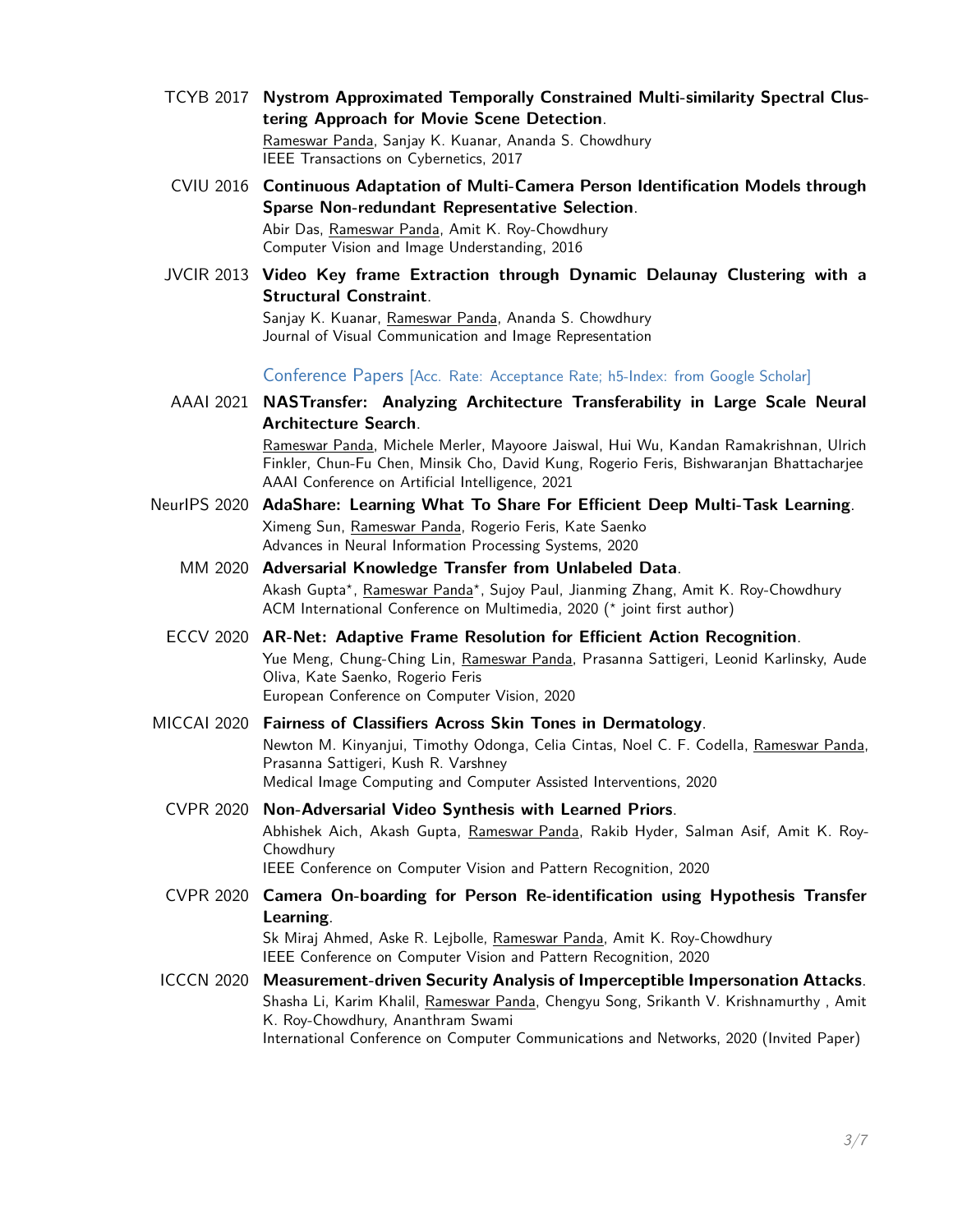TCYB 2017 **Nystrom Approximated Temporally Constrained Multi-similarity Spectral Clustering Approach for Movie Scene Detection**.
Rameswar Panda, Sanjay K. Kuanar, Ananda S. Chowdhury
IEEE Transactions on Cybernetics, 2017

CVIU 2016 **Continuous Adaptation of Multi-Camera Person Identification Models through Sparse Non-redundant Representative Selection**.
Abir Das, Rameswar Panda, Amit K. Roy-Chowdhury
Computer Vision and Image Understanding, 2016

JVCIR 2013 **Video Key frame Extraction through Dynamic Delaunay Clustering with a Structural Constraint**.
Sanjay K. Kuanar, Rameswar Panda, Ananda S. Chowdhury
Journal of Visual Communication and Image Representation

### Conference Papers [Acc. Rate: Acceptance Rate; h5-Index: from Google Scholar]

AAAI 2021 **NASTransfer: Analyzing Architecture Transferability in Large Scale Neural Architecture Search**.
Rameswar Panda, Michele Merler, Mayoore Jaiswal, Hui Wu, Kandan Ramakrishnan, Ulrich Finkler, Chun-Fu Chen, Minsik Cho, David Kung, Rogerio Feris, Bishwaranjan Bhattacharjee
AAAI Conference on Artificial Intelligence, 2021

NeurIPS 2020 **AdaShare: Learning What To Share For Efficient Deep Multi-Task Learning**.
Ximeng Sun, Rameswar Panda, Rogerio Feris, Kate Saenko
Advances in Neural Information Processing Systems, 2020

MM 2020 **Adversarial Knowledge Transfer from Unlabeled Data**.
Akash Gupta*, Rameswar Panda*, Sujoy Paul, Jianming Zhang, Amit K. Roy-Chowdhury
ACM International Conference on Multimedia, 2020 (* joint first author)

ECCV 2020 **AR-Net: Adaptive Frame Resolution for Efficient Action Recognition**.
Yue Meng, Chung-Ching Lin, Rameswar Panda, Prasanna Sattigeri, Leonid Karlinsky, Aude Oliva, Kate Saenko, Rogerio Feris
European Conference on Computer Vision, 2020

MICCAI 2020 **Fairness of Classifiers Across Skin Tones in Dermatology**.
Newton M. Kinyanjui, Timothy Odonga, Celia Cintas, Noel C. F. Codella, Rameswar Panda, Prasanna Sattigeri, Kush R. Varshney
Medical Image Computing and Computer Assisted Interventions, 2020

CVPR 2020 **Non-Adversarial Video Synthesis with Learned Priors**.
Abhishek Aich, Akash Gupta, Rameswar Panda, Rakib Hyder, Salman Asif, Amit K. Roy-Chowdhury
IEEE Conference on Computer Vision and Pattern Recognition, 2020

CVPR 2020 **Camera On-boarding for Person Re-identification using Hypothesis Transfer Learning**.
Sk Miraj Ahmed, Aske R. Lejbolle, Rameswar Panda, Amit K. Roy-Chowdhury
IEEE Conference on Computer Vision and Pattern Recognition, 2020

ICCCN 2020 **Measurement-driven Security Analysis of Imperceptible Impersonation Attacks**.
Shasha Li, Karim Khalil, Rameswar Panda, Chengyu Song, Srikanth V. Krishnamurthy , Amit K. Roy-Chowdhury, Ananthram Swami
International Conference on Computer Communications and Networks, 2020 (Invited Paper)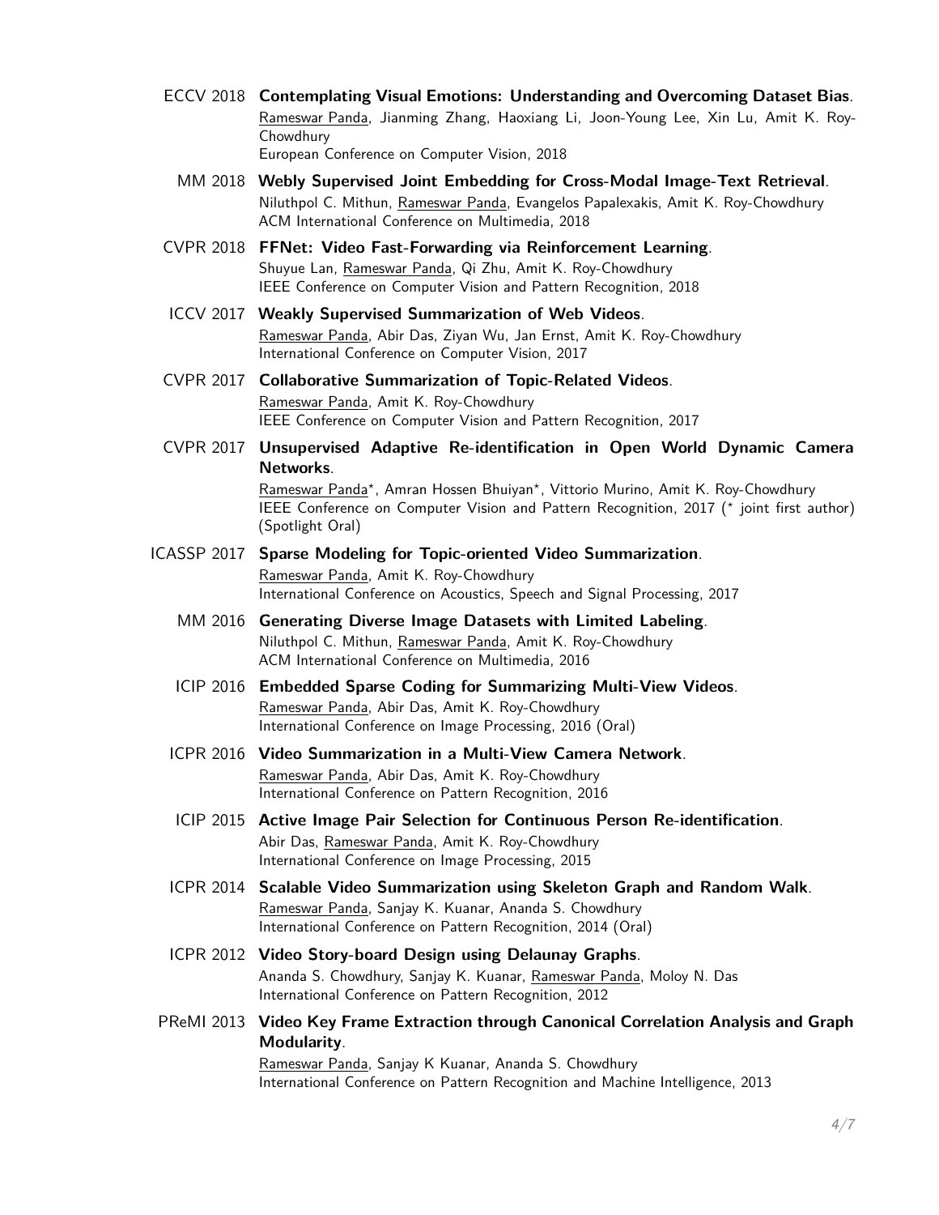ECCV 2018 **Contemplating Visual Emotions: Understanding and Overcoming Dataset Bias**.
Rameswar Panda, Jianming Zhang, Haoxiang Li, Joon-Young Lee, Xin Lu, Amit K. Roy-Chowdhury
European Conference on Computer Vision, 2018

MM 2018 **Webly Supervised Joint Embedding for Cross-Modal Image-Text Retrieval**.
Niluthpol C. Mithun, Rameswar Panda, Evangelos Papalexakis, Amit K. Roy-Chowdhury
ACM International Conference on Multimedia, 2018

CVPR 2018 **FFNet: Video Fast-Forwarding via Reinforcement Learning**.
Shuyue Lan, Rameswar Panda, Qi Zhu, Amit K. Roy-Chowdhury
IEEE Conference on Computer Vision and Pattern Recognition, 2018

ICCV 2017 **Weakly Supervised Summarization of Web Videos**.
Rameswar Panda, Abir Das, Ziyan Wu, Jan Ernst, Amit K. Roy-Chowdhury
International Conference on Computer Vision, 2017

CVPR 2017 **Collaborative Summarization of Topic-Related Videos**.
Rameswar Panda, Amit K. Roy-Chowdhury
IEEE Conference on Computer Vision and Pattern Recognition, 2017

CVPR 2017 **Unsupervised Adaptive Re-identification in Open World Dynamic Camera Networks**.
Rameswar Panda*, Amran Hossen Bhuiyan*, Vittorio Murino, Amit K. Roy-Chowdhury
IEEE Conference on Computer Vision and Pattern Recognition, 2017 (* joint first author) (Spotlight Oral)

ICASSP 2017 **Sparse Modeling for Topic-oriented Video Summarization**.
Rameswar Panda, Amit K. Roy-Chowdhury
International Conference on Acoustics, Speech and Signal Processing, 2017

MM 2016 **Generating Diverse Image Datasets with Limited Labeling**.
Niluthpol C. Mithun, Rameswar Panda, Amit K. Roy-Chowdhury
ACM International Conference on Multimedia, 2016

ICIP 2016 **Embedded Sparse Coding for Summarizing Multi-View Videos**.
Rameswar Panda, Abir Das, Amit K. Roy-Chowdhury
International Conference on Image Processing, 2016 (Oral)

ICPR 2016 **Video Summarization in a Multi-View Camera Network**.
Rameswar Panda, Abir Das, Amit K. Roy-Chowdhury
International Conference on Pattern Recognition, 2016

ICIP 2015 **Active Image Pair Selection for Continuous Person Re-identification**.
Abir Das, Rameswar Panda, Amit K. Roy-Chowdhury
International Conference on Image Processing, 2015

ICPR 2014 **Scalable Video Summarization using Skeleton Graph and Random Walk**.
Rameswar Panda, Sanjay K. Kuanar, Ananda S. Chowdhury
International Conference on Pattern Recognition, 2014 (Oral)

ICPR 2012 **Video Story-board Design using Delaunay Graphs**.
Ananda S. Chowdhury, Sanjay K. Kuanar, Rameswar Panda, Moloy N. Das
International Conference on Pattern Recognition, 2012

PReMI 2013 **Video Key Frame Extraction through Canonical Correlation Analysis and Graph Modularity**.
Rameswar Panda, Sanjay K Kuanar, Ananda S. Chowdhury
International Conference on Pattern Recognition and Machine Intelligence, 2013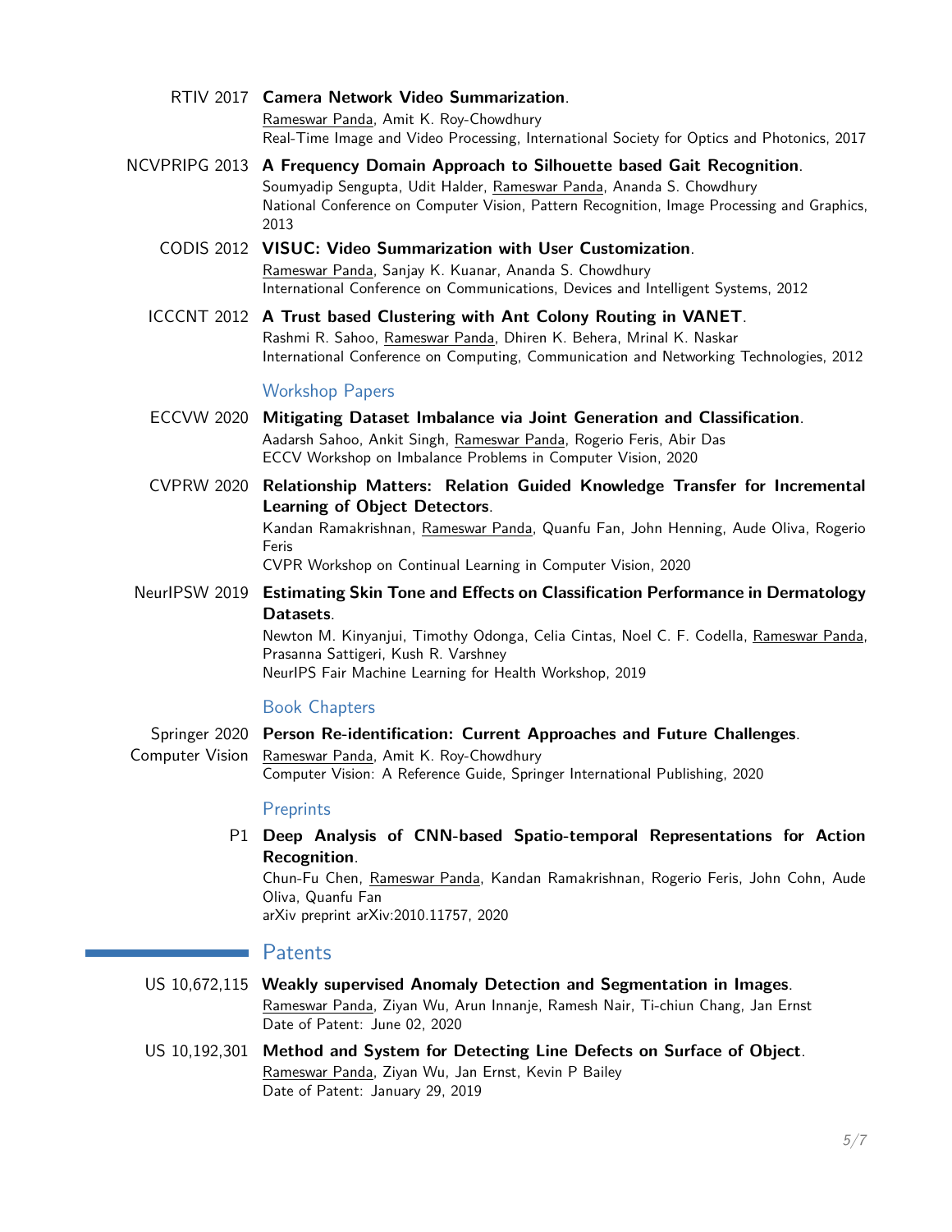RTIV 2017 **Camera Network Video Summarization**.
Rameswar Panda, Amit K. Roy-Chowdhury
Real-Time Image and Video Processing, International Society for Optics and Photonics, 2017

NCVPRIPG 2013 **A Frequency Domain Approach to Silhouette based Gait Recognition**.
Soumyadip Sengupta, Udit Halder, Rameswar Panda, Ananda S. Chowdhury
National Conference on Computer Vision, Pattern Recognition, Image Processing and Graphics, 2013

CODIS 2012 **VISUC: Video Summarization with User Customization**.
Rameswar Panda, Sanjay K. Kuanar, Ananda S. Chowdhury
International Conference on Communications, Devices and Intelligent Systems, 2012

ICCCNT 2012 **A Trust based Clustering with Ant Colony Routing in VANET**.
Rashmi R. Sahoo, Rameswar Panda, Dhiren K. Behera, Mrinal K. Naskar
International Conference on Computing, Communication and Networking Technologies, 2012

### Workshop Papers

ECCVW 2020 **Mitigating Dataset Imbalance via Joint Generation and Classification**.
Aadarsh Sahoo, Ankit Singh, Rameswar Panda, Rogerio Feris, Abir Das
ECCV Workshop on Imbalance Problems in Computer Vision, 2020

CVPRW 2020 **Relationship Matters: Relation Guided Knowledge Transfer for Incremental Learning of Object Detectors**.
Kandan Ramakrishnan, Rameswar Panda, Quanfu Fan, John Henning, Aude Oliva, Rogerio Feris
CVPR Workshop on Continual Learning in Computer Vision, 2020

NeurIPSW 2019 **Estimating Skin Tone and Effects on Classification Performance in Dermatology Datasets**.
Newton M. Kinyanjui, Timothy Odonga, Celia Cintas, Noel C. F. Codella, Rameswar Panda, Prasanna Sattigeri, Kush R. Varshney
NeurIPS Fair Machine Learning for Health Workshop, 2019

### Book Chapters

Springer 2020 Computer Vision **Person Re-identification: Current Approaches and Future Challenges**.
Rameswar Panda, Amit K. Roy-Chowdhury
Computer Vision: A Reference Guide, Springer International Publishing, 2020

### Preprints

P1 **Deep Analysis of CNN-based Spatio-temporal Representations for Action Recognition**.
Chun-Fu Chen, Rameswar Panda, Kandan Ramakrishnan, Rogerio Feris, John Cohn, Aude Oliva, Quanfu Fan
arXiv preprint arXiv:2010.11757, 2020

## Patents

US 10,672,115 **Weakly supervised Anomaly Detection and Segmentation in Images**.
Rameswar Panda, Ziyan Wu, Arun Innanje, Ramesh Nair, Ti-chiun Chang, Jan Ernst
Date of Patent: June 02, 2020

US 10,192,301 **Method and System for Detecting Line Defects on Surface of Object**.
Rameswar Panda, Ziyan Wu, Jan Ernst, Kevin P Bailey
Date of Patent: January 29, 2019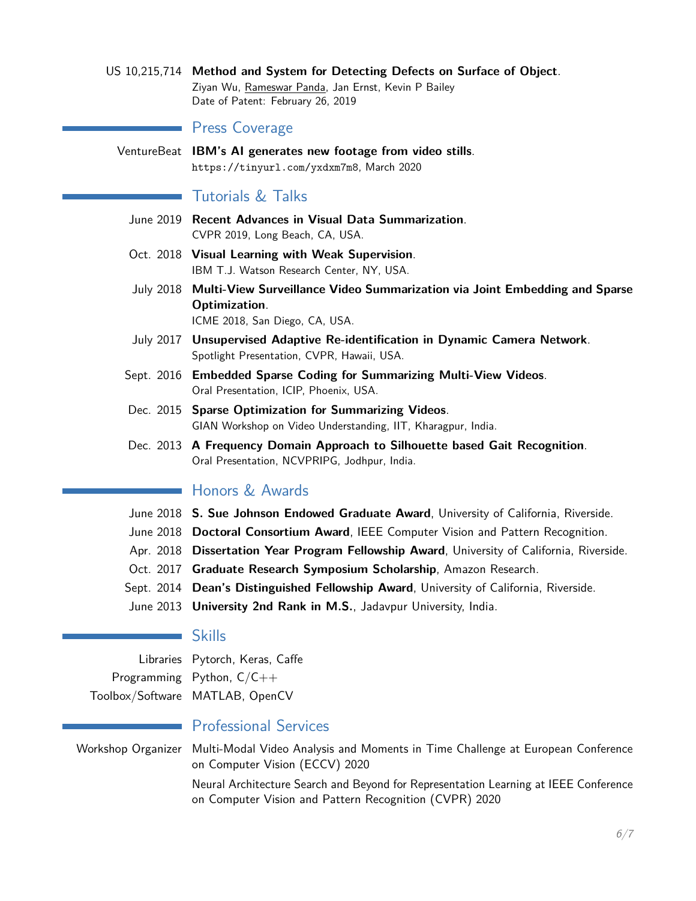US 10,215,714 **Method and System for Detecting Defects on Surface of Object**.
Ziyan Wu, Rameswar Panda, Jan Ernst, Kevin P Bailey
Date of Patent: February 26, 2019

## Press Coverage

VentureBeat **IBM's AI generates new footage from video stills**.
https://tinyurl.com/yxdxm7m8, March 2020

## Tutorials & Talks

- June 2019 **Recent Advances in Visual Data Summarization**.
  CVPR 2019, Long Beach, CA, USA.
- Oct. 2018 **Visual Learning with Weak Supervision**.
  IBM T.J. Watson Research Center, NY, USA.
- July 2018 **Multi-View Surveillance Video Summarization via Joint Embedding and Sparse Optimization**.
  ICME 2018, San Diego, CA, USA.
- July 2017 **Unsupervised Adaptive Re-identification in Dynamic Camera Network**.
  Spotlight Presentation, CVPR, Hawaii, USA.
- Sept. 2016 **Embedded Sparse Coding for Summarizing Multi-View Videos**.
  Oral Presentation, ICIP, Phoenix, USA.
- Dec. 2015 **Sparse Optimization for Summarizing Videos**.
  GIAN Workshop on Video Understanding, IIT, Kharagpur, India.
- Dec. 2013 **A Frequency Domain Approach to Silhouette based Gait Recognition**.
  Oral Presentation, NCVPRIPG, Jodhpur, India.

## Honors & Awards

- June 2018 **S. Sue Johnson Endowed Graduate Award**, University of California, Riverside.
- June 2018 **Doctoral Consortium Award**, IEEE Computer Vision and Pattern Recognition.
- Apr. 2018 **Dissertation Year Program Fellowship Award**, University of California, Riverside.
- Oct. 2017 **Graduate Research Symposium Scholarship**, Amazon Research.
- Sept. 2014 **Dean's Distinguished Fellowship Award**, University of California, Riverside.
- June 2013 **University 2nd Rank in M.S.**, Jadavpur University, India.

## Skills

- Libraries: Pytorch, Keras, Caffe
- Programming: Python, C/C++
- Toolbox/Software: MATLAB, OpenCV

## Professional Services

Workshop Organizer
- Multi-Modal Video Analysis and Moments in Time Challenge at European Conference on Computer Vision (ECCV) 2020
- Neural Architecture Search and Beyond for Representation Learning at IEEE Conference on Computer Vision and Pattern Recognition (CVPR) 2020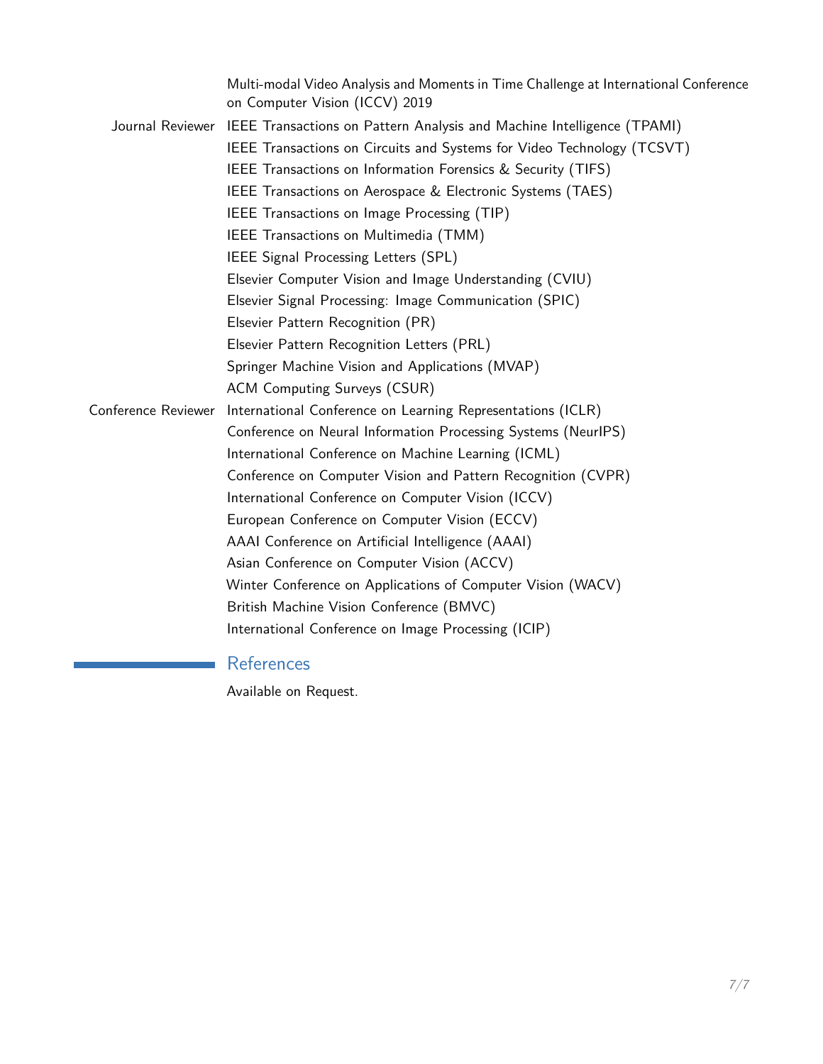Multi-modal Video Analysis and Moments in Time Challenge at International Conference on Computer Vision (ICCV) 2019

**Journal Reviewer**
IEEE Transactions on Pattern Analysis and Machine Intelligence (TPAMI)
IEEE Transactions on Circuits and Systems for Video Technology (TCSVT)
IEEE Transactions on Information Forensics & Security (TIFS)
IEEE Transactions on Aerospace & Electronic Systems (TAES)
IEEE Transactions on Image Processing (TIP)
IEEE Transactions on Multimedia (TMM)
IEEE Signal Processing Letters (SPL)
Elsevier Computer Vision and Image Understanding (CVIU)
Elsevier Signal Processing: Image Communication (SPIC)
Elsevier Pattern Recognition (PR)
Elsevier Pattern Recognition Letters (PRL)
Springer Machine Vision and Applications (MVAP)
ACM Computing Surveys (CSUR)

**Conference Reviewer**
International Conference on Learning Representations (ICLR)
Conference on Neural Information Processing Systems (NeurIPS)
International Conference on Machine Learning (ICML)
Conference on Computer Vision and Pattern Recognition (CVPR)
International Conference on Computer Vision (ICCV)
European Conference on Computer Vision (ECCV)
AAAI Conference on Artificial Intelligence (AAAI)
Asian Conference on Computer Vision (ACCV)
Winter Conference on Applications of Computer Vision (WACV)
British Machine Vision Conference (BMVC)
International Conference on Image Processing (ICIP)

## References

Available on Request.